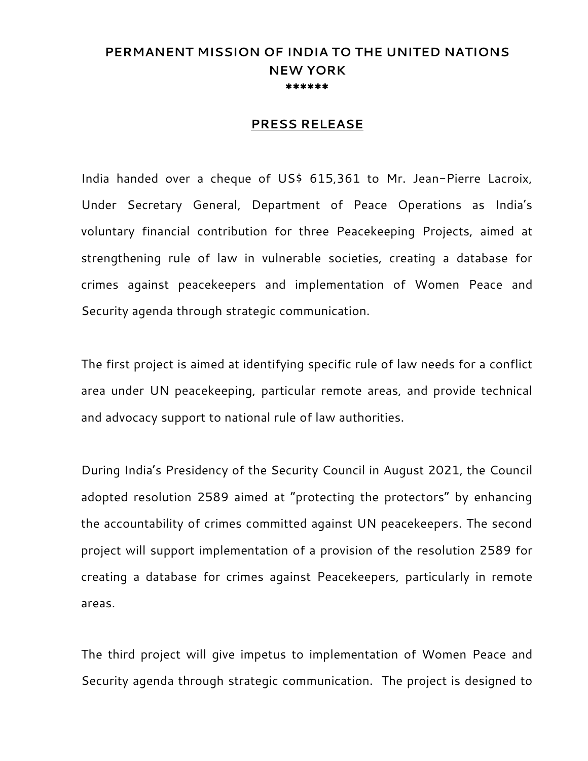# PERMANENT MISSION OF INDIA TO THE UNITED NATIONS
# NEW YORK

******

## PRESS RELEASE

India handed over a cheque of US$ 615,361 to Mr. Jean-Pierre Lacroix, Under Secretary General, Department of Peace Operations as India's voluntary financial contribution for three Peacekeeping Projects, aimed at strengthening rule of law in vulnerable societies, creating a database for crimes against peacekeepers and implementation of Women Peace and Security agenda through strategic communication.

The first project is aimed at identifying specific rule of law needs for a conflict area under UN peacekeeping, particular remote areas, and provide technical and advocacy support to national rule of law authorities.

During India's Presidency of the Security Council in August 2021, the Council adopted resolution 2589 aimed at "protecting the protectors" by enhancing the accountability of crimes committed against UN peacekeepers. The second project will support implementation of a provision of the resolution 2589 for creating a database for crimes against Peacekeepers, particularly in remote areas.

The third project will give impetus to implementation of Women Peace and Security agenda through strategic communication. The project is designed to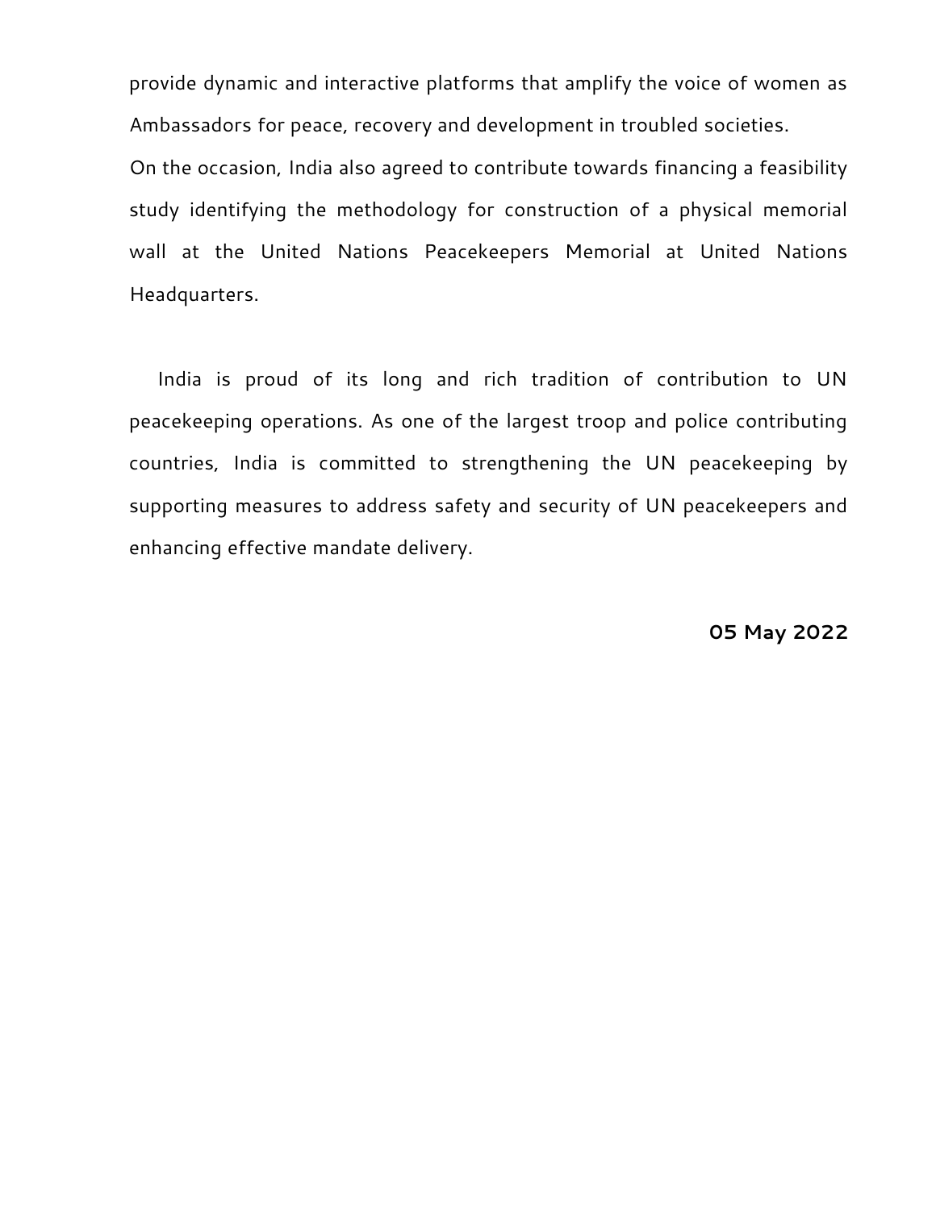provide dynamic and interactive platforms that amplify the voice of women as Ambassadors for peace, recovery and development in troubled societies.

On the occasion, India also agreed to contribute towards financing a feasibility study identifying the methodology for construction of a physical memorial wall at the United Nations Peacekeepers Memorial at United Nations Headquarters.

India is proud of its long and rich tradition of contribution to UN peacekeeping operations. As one of the largest troop and police contributing countries, India is committed to strengthening the UN peacekeeping by supporting measures to address safety and security of UN peacekeepers and enhancing effective mandate delivery.

**05 May 2022**